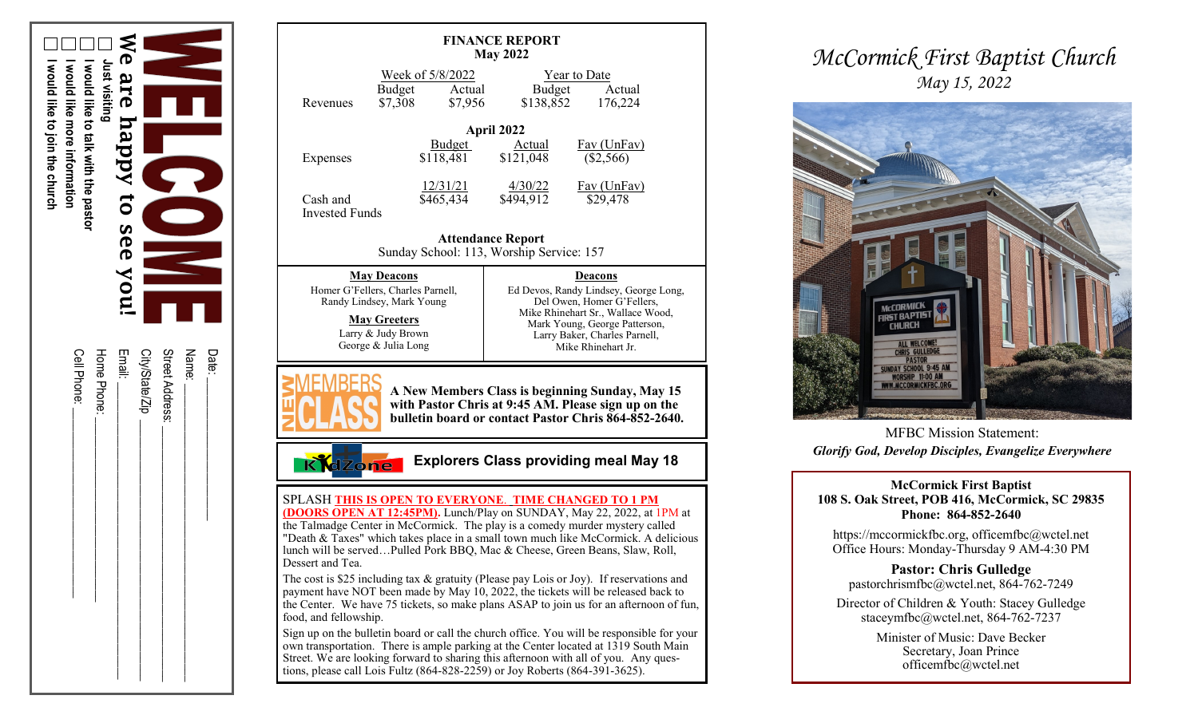# WELCOME

**We are happy to see you!**

- ☐ Just visiting
- ☐ I would like to talk with the pastor
- ☐ I would like more information
- ☐ I would like to join the church

Date: ____________________

Name: ____________________

Street Address: ____________________

City/State/Zip ____________________

Email: ____________________

Home Phone: ____________________

Cell Phone: ____________________

## FINANCE REPORT
## May 2022

| | Week of 5/8/2022 | | Year to Date | |
|---|---|---|---|---|
| | Budget | Actual | Budget | Actual |
| Revenues | $7,308 | $7,956 | $138,852 | 176,224 |

**April 2022**

| | Budget | Actual | Fav (UnFav) |
|---|---|---|---|
| Expenses | $118,481 | $121,048 | ($2,566) |
| | 12/31/21 | 4/30/22 | Fav (UnFav) |
| Cash and Invested Funds | $465,434 | $494,912 | $29,478 |

**Attendance Report**

Sunday School: 113, Worship Service: 157

**May Deacons**

Homer G'Fellers, Charles Parnell, Randy Lindsey, Mark Young

**May Greeters**

Larry & Judy Brown
George & Julia Long

**Deacons**

Ed Devos, Randy Lindsey, George Long, Del Owen, Homer G'Fellers, Mike Rhinehart Sr., Wallace Wood, Mark Young, George Patterson, Larry Baker, Charles Parnell, Mike Rhinehart Jr.

**NEW MEMBERS CLASS**

**A New Members Class is beginning Sunday, May 15 with Pastor Chris at 9:45 AM. Please sign up on the bulletin board or contact Pastor Chris 864-852-2640.**

**KidZone**

**Explorers Class providing meal May 18**

SPLASH **THIS IS OPEN TO EVERYONE. TIME CHANGED TO 1 PM (DOORS OPEN AT 12:45PM).** Lunch/Play on SUNDAY, May 22, 2022, at 1PM at the Talmadge Center in McCormick. The play is a comedy murder mystery called "Death & Taxes" which takes place in a small town much like McCormick. A delicious lunch will be served…Pulled Pork BBQ, Mac & Cheese, Green Beans, Slaw, Roll, Dessert and Tea.

The cost is $25 including tax & gratuity (Please pay Lois or Joy). If reservations and payment have NOT been made by May 10, 2022, the tickets will be released back to the Center. We have 75 tickets, so make plans ASAP to join us for an afternoon of fun, food, and fellowship.

Sign up on the bulletin board or call the church office. You will be responsible for your own transportation. There is ample parking at the Center located at 1319 South Main Street. We are looking forward to sharing this afternoon with all of you. Any questions, please call Lois Fultz (864-828-2259) or Joy Roberts (864-391-3625).

# *McCormick First Baptist Church*

*May 15, 2022*

MFBC Mission Statement:

***Glorify God, Develop Disciples, Evangelize Everywhere***

**McCormick First Baptist**
**108 S. Oak Street, POB 416, McCormick, SC 29835**
**Phone: 864-852-2640**

https://mccormickfbc.org, officemfbc@wctel.net
Office Hours: Monday-Thursday 9 AM-4:30 PM

**Pastor: Chris Gulledge**
pastorchrismfbc@wctel.net, 864-762-7249

Director of Children & Youth: Stacey Gulledge
staceymfbc@wctel.net, 864-762-7237

Minister of Music: Dave Becker
Secretary, Joan Prince
officemfbc@wctel.net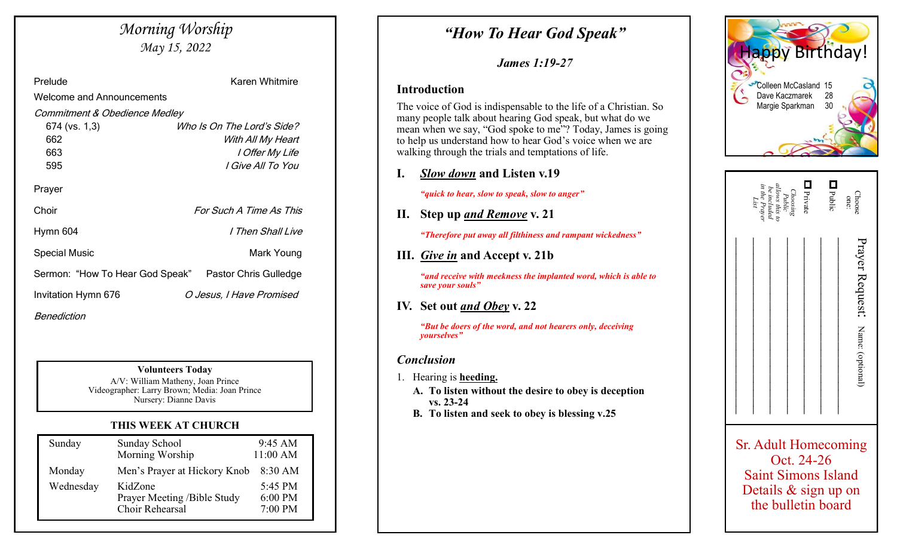# Morning Worship

*May 15, 2022*

| | |
|---|---|
| Prelude | Karen Whitmire |
| Welcome and Announcements | |
| *Commitment & Obedience Medley* | |
| 674 (vs. 1,3) | *Who Is On The Lord's Side?* |
| 662 | *With All My Heart* |
| 663 | *I Offer My Life* |
| 595 | *I Give All To You* |
| Prayer | |
| Choir | *For Such A Time As This* |
| Hymn 604 | *I Then Shall Live* |
| Special Music | Mark Young |
| Sermon: "How To Hear God Speak" | Pastor Chris Gulledge |
| Invitation Hymn 676 | *O Jesus, I Have Promised* |
| *Benediction* | |

**Volunteers Today**

A/V: William Matheny, Joan Prince
Videographer: Larry Brown; Media: Joan Prince
Nursery: Dianne Davis

**THIS WEEK AT CHURCH**

| | | |
|---|---|---|
| Sunday | Sunday School | 9:45 AM |
| | Morning Worship | 11:00 AM |
| Monday | Men's Prayer at Hickory Knob | 8:30 AM |
| Wednesday | KidZone | 5:45 PM |
| | Prayer Meeting /Bible Study | 6:00 PM |
| | Choir Rehearsal | 7:00 PM |

# *"How To Hear God Speak"*

***James 1:19-27***

## Introduction

The voice of God is indispensable to the life of a Christian. So many people talk about hearing God speak, but what do we mean when we say, "God spoke to me"? Today, James is going to help us understand how to hear God's voice when we are walking through the trials and temptations of life.

**I. *Slow down* and Listen v.19**

*"quick to hear, slow to speak, slow to anger"*

**II. Step up *and Remove* v. 21**

*"Therefore put away all filthiness and rampant wickedness"*

**III. *Give in* and Accept v. 21b**

*"and receive with meekness the implanted word, which is able to save your souls"*

**IV. Set out *and Obey* v. 22**

*"But be doers of the word, and not hearers only, deceiving yourselves"*

## *Conclusion*

1. Hearing is **heeding.**
   - **A. To listen without the desire to obey is deception vs. 23-24**
   - **B. To listen and seek to obey is blessing v.25**

Happy Birthday!

Colleen McCasland 15
Dave Kaczmarek 28
Margie Sparkman 30

Prayer Request: Name: (optional)

Choose one:
☐ Public
☐ Private

*Choosing Public allows this to be included in the Prayer List*

Sr. Adult Homecoming
Oct. 24-26
Saint Simons Island
Details & sign up on the bulletin board